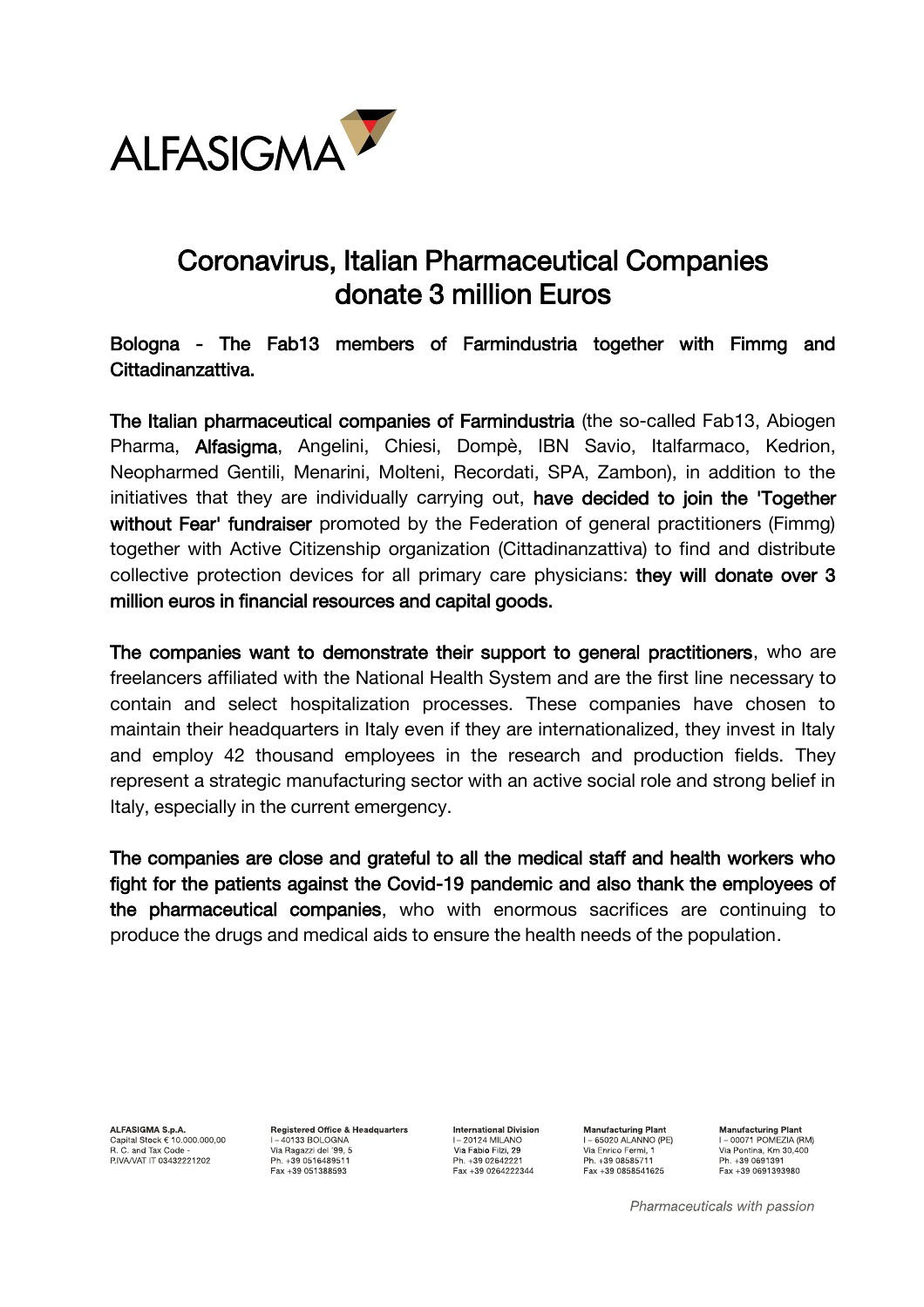# Coronavirus, Italian Pharmaceutical Companies donate 3 million Euros

**Bologna - The Fab13 members of Farmindustria together with Fimmg and Cittadinanzattiva.**

**The Italian pharmaceutical companies of Farmindustria** (the so-called Fab13, Abiogen Pharma, **Alfasigma**, Angelini, Chiesi, Dompè, IBN Savio, Italfarmaco, Kedrion, Neopharmed Gentili, Menarini, Molteni, Recordati, SPA, Zambon), in addition to the initiatives that they are individually carrying out, **have decided to join the 'Together without Fear' fundraiser** promoted by the Federation of general practitioners (Fimmg) together with Active Citizenship organization (Cittadinanzattiva) to find and distribute collective protection devices for all primary care physicians: **they will donate over 3 million euros in financial resources and capital goods.**

**The companies want to demonstrate their support to general practitioners**, who are freelancers affiliated with the National Health System and are the first line necessary to contain and select hospitalization processes. These companies have chosen to maintain their headquarters in Italy even if they are internationalized, they invest in Italy and employ 42 thousand employees in the research and production fields. They represent a strategic manufacturing sector with an active social role and strong belief in Italy, especially in the current emergency.

**The companies are close and grateful to all the medical staff and health workers who fight for the patients against the Covid-19 pandemic and also thank the employees of the pharmaceutical companies**, who with enormous sacrifices are continuing to produce the drugs and medical aids to ensure the health needs of the population.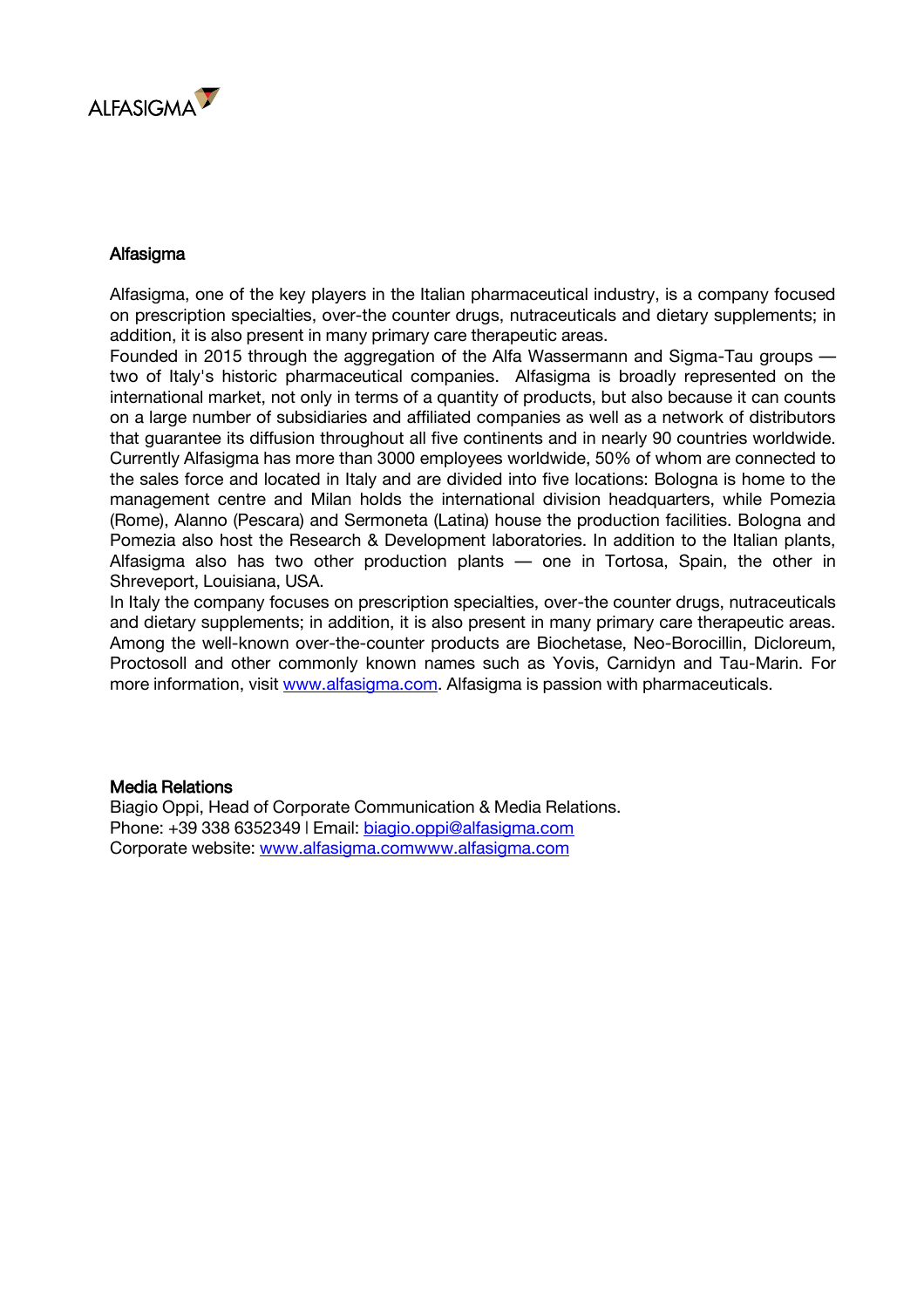ALFASIGMA

**Alfasigma**

Alfasigma, one of the key players in the Italian pharmaceutical industry, is a company focused on prescription specialties, over-the counter drugs, nutraceuticals and dietary supplements; in addition, it is also present in many primary care therapeutic areas.
Founded in 2015 through the aggregation of the Alfa Wassermann and Sigma-Tau groups — two of Italy's historic pharmaceutical companies. Alfasigma is broadly represented on the international market, not only in terms of a quantity of products, but also because it can counts on a large number of subsidiaries and affiliated companies as well as a network of distributors that guarantee its diffusion throughout all five continents and in nearly 90 countries worldwide. Currently Alfasigma has more than 3000 employees worldwide, 50% of whom are connected to the sales force and located in Italy and are divided into five locations: Bologna is home to the management centre and Milan holds the international division headquarters, while Pomezia (Rome), Alanno (Pescara) and Sermoneta (Latina) house the production facilities. Bologna and Pomezia also host the Research & Development laboratories. In addition to the Italian plants, Alfasigma also has two other production plants — one in Tortosa, Spain, the other in Shreveport, Louisiana, USA.
In Italy the company focuses on prescription specialties, over-the counter drugs, nutraceuticals and dietary supplements; in addition, it is also present in many primary care therapeutic areas. Among the well-known over-the-counter products are Biochetase, Neo-Borocillin, Dicloreum, Proctosoll and other commonly known names such as Yovis, Carnidyn and Tau-Marin. For more information, visit www.alfasigma.com. Alfasigma is passion with pharmaceuticals.

**Media Relations**
Biagio Oppi, Head of Corporate Communication & Media Relations.
Phone: +39 338 6352349 | Email: biagio.oppi@alfasigma.com
Corporate website: www.alfasigma.comwww.alfasigma.com